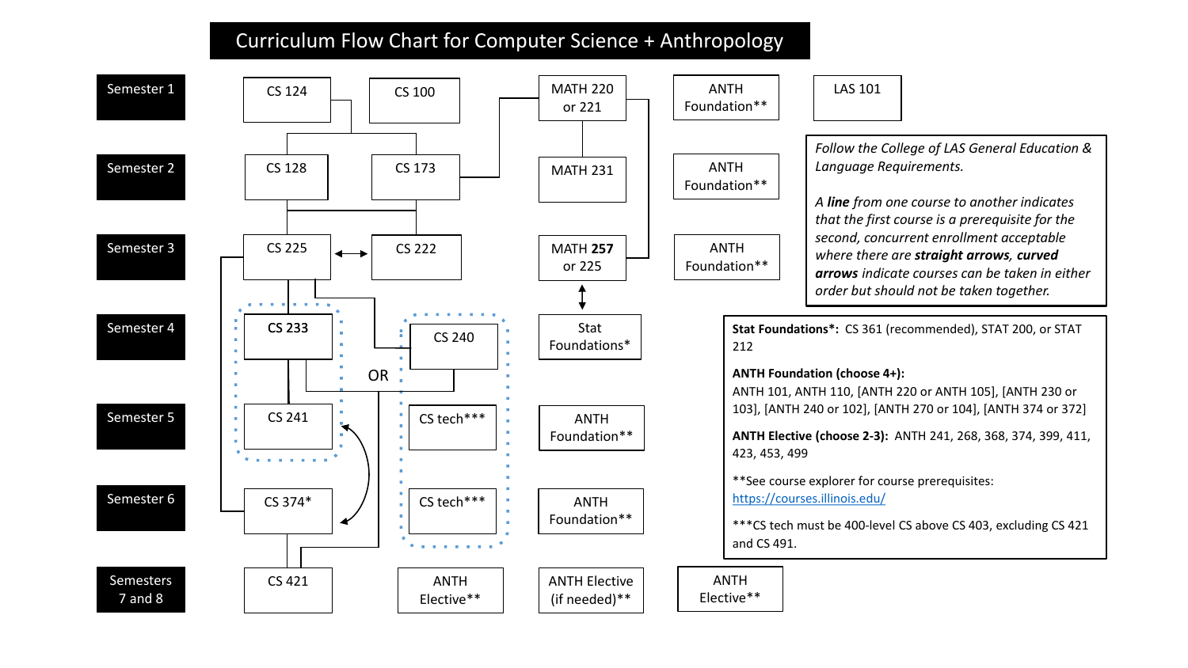# Curriculum Flow Chart for Computer Science + Anthropology

| Semester | | | | | | |
|---|---|---|---|---|---|---|
| Semester 1 | CS 124 | CS 100 | MATH 220 or 221 | ANTH Foundation** | LAS 101 | |
| Semester 2 | CS 128 | CS 173 | MATH 231 | ANTH Foundation** | | |
| Semester 3 | CS 225 | CS 222 | MATH **257** or 225 | ANTH Foundation** | | |
| Semester 4 | CS 233 | CS 240 | Stat Foundations* | | | |
| Semester 5 | CS 241 | CS tech*** | ANTH Foundation** | | | |
| Semester 6 | CS 374* | CS tech*** | ANTH Foundation** | | | |
| Semesters 7 and 8 | CS 421 | ANTH Elective** | ANTH Elective (if needed)** | ANTH Elective** | | |

CS 233 → CS 241 OR CS 240 → CS tech*** → CS tech***

*Follow the College of LAS General Education & Language Requirements.*

*A **line** from one course to another indicates that the first course is a prerequisite for the second, concurrent enrollment acceptable where there are **straight arrows**, **curved arrows** indicate courses can be taken in either order but should not be taken together.*

**Stat Foundations*:** CS 361 (recommended), STAT 200, or STAT 212

**ANTH Foundation (choose 4+):**
ANTH 101, ANTH 110, [ANTH 220 or ANTH 105], [ANTH 230 or 103], [ANTH 240 or 102], [ANTH 270 or 104], [ANTH 374 or 372]

**ANTH Elective (choose 2-3):** ANTH 241, 268, 368, 374, 399, 411, 423, 453, 499

**See course explorer for course prerequisites: https://courses.illinois.edu/

***CS tech must be 400-level CS above CS 403, excluding CS 421 and CS 491.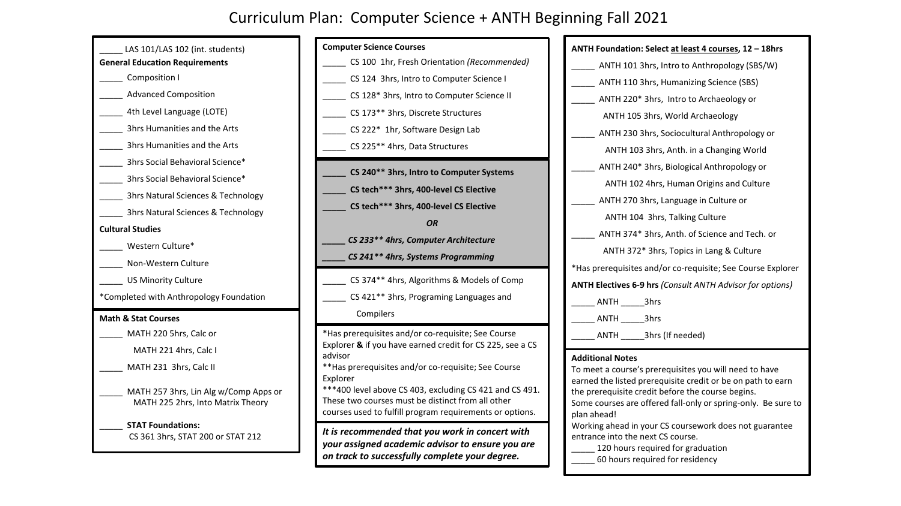# Curriculum Plan: Computer Science + ANTH Beginning Fall 2021

_____ LAS 101/LAS 102 (int. students)

**General Education Requirements**

_____ Composition I

_____ Advanced Composition

_____ 4th Level Language (LOTE)

_____ 3hrs Humanities and the Arts

_____ 3hrs Humanities and the Arts

_____ 3hrs Social Behavioral Science*

_____ 3hrs Social Behavioral Science*

_____ 3hrs Natural Sciences & Technology

_____ 3hrs Natural Sciences & Technology

**Cultural Studies**

_____ Western Culture*

_____ Non-Western Culture

_____ US Minority Culture

*Completed with Anthropology Foundation

**Math & Stat Courses**

_____ MATH 220 5hrs, Calc or
MATH 221 4hrs, Calc I

_____ MATH 231 3hrs, Calc II

_____ MATH 257 3hrs, Lin Alg w/Comp Apps or
MATH 225 2hrs, Into Matrix Theory

_____ **STAT Foundations:**
CS 361 3hrs, STAT 200 or STAT 212

**Computer Science Courses**

_____ CS 100 1hr, Fresh Orientation *(Recommended)*

_____ CS 124 3hrs, Intro to Computer Science I

_____ CS 128* 3hrs, Intro to Computer Science II

_____ CS 173** 3hrs, Discrete Structures

_____ CS 222* 1hr, Software Design Lab

_____ CS 225** 4hrs, Data Structures

**_____ CS 240** 3hrs, Intro to Computer Systems**

**_____ CS tech*** 3hrs, 400-level CS Elective**

**_____ CS tech*** 3hrs, 400-level CS Elective**

***OR***

***_____ CS 233** 4hrs, Computer Architecture***

***_____ CS 241** 4hrs, Systems Programming***

_____ CS 374** 4hrs, Algorithms & Models of Comp

_____ CS 421** 3hrs, Programing Languages and Compilers

*Has prerequisites and/or co-requisite; See Course Explorer **&** if you have earned credit for CS 225, see a CS advisor

**Has prerequisites and/or co-requisite; See Course Explorer

***400 level above CS 403, excluding CS 421 and CS 491. These two courses must be distinct from all other courses used to fulfill program requirements or options.

***It is recommended that you work in concert with your assigned academic advisor to ensure you are on track to successfully complete your degree.***

**ANTH Foundation: Select at least 4 courses, 12 – 18hrs**

_____ ANTH 101 3hrs, Intro to Anthropology (SBS/W)

_____ ANTH 110 3hrs, Humanizing Science (SBS)

_____ ANTH 220* 3hrs, Intro to Archaeology or
ANTH 105 3hrs, World Archaeology

_____ ANTH 230 3hrs, Sociocultural Anthropology or
ANTH 103 3hrs, Anth. in a Changing World

_____ ANTH 240* 3hrs, Biological Anthropology or
ANTH 102 4hrs, Human Origins and Culture

_____ ANTH 270 3hrs, Language in Culture or
ANTH 104 3hrs, Talking Culture

_____ ANTH 374* 3hrs, Anth. of Science and Tech. or
ANTH 372* 3hrs, Topics in Lang & Culture

*Has prerequisites and/or co-requisite; See Course Explorer

**ANTH Electives 6-9 hrs** *(Consult ANTH Advisor for options)*

_____ ANTH _____3hrs

_____ ANTH _____3hrs

_____ ANTH _____3hrs (If needed)

**Additional Notes**

To meet a course's prerequisites you will need to have earned the listed prerequisite credit or be on path to earn the prerequisite credit before the course begins.

Some courses are offered fall-only or spring-only. Be sure to plan ahead!

Working ahead in your CS coursework does not guarantee entrance into the next CS course.

_____ 120 hours required for graduation

_____ 60 hours required for residency